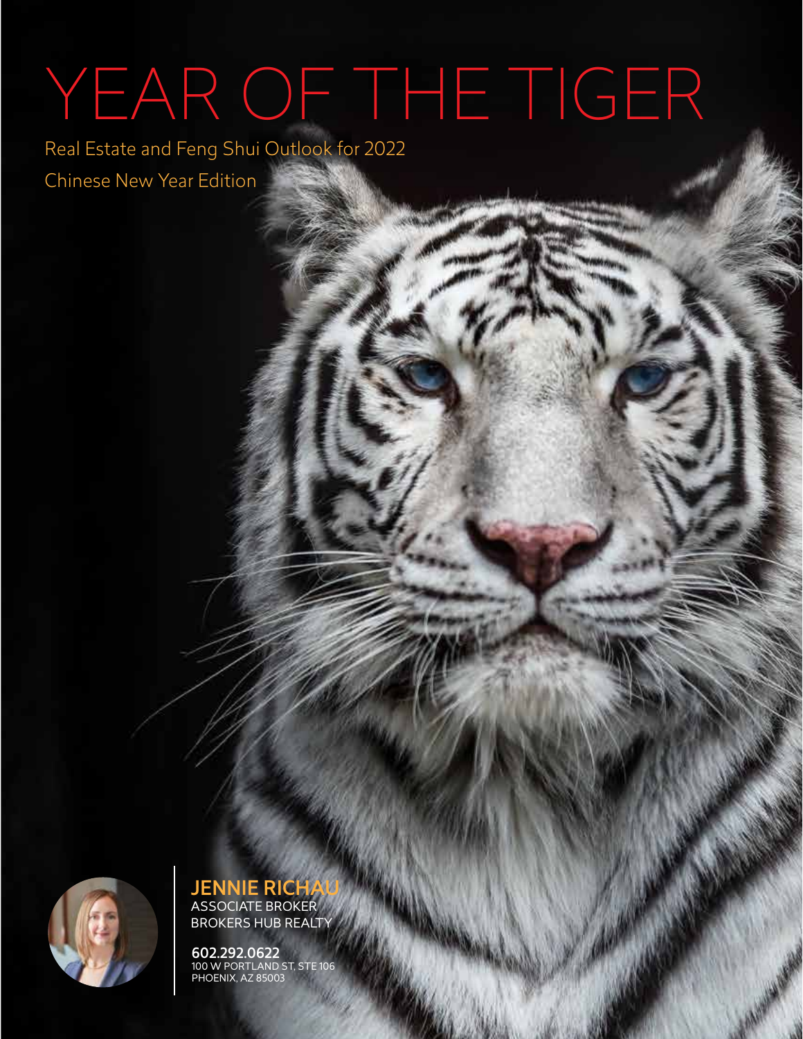# YEAR OF THE TIGER

Real Estate and Feng Shui Outlook for 2022

Chinese New Year Edition

**JENNIE RICHAU**
ASSOCIATE BROKER
BROKERS HUB REALTY

**602.292.0622**
100 W PORTLAND ST, STE 106
PHOENIX, AZ 85003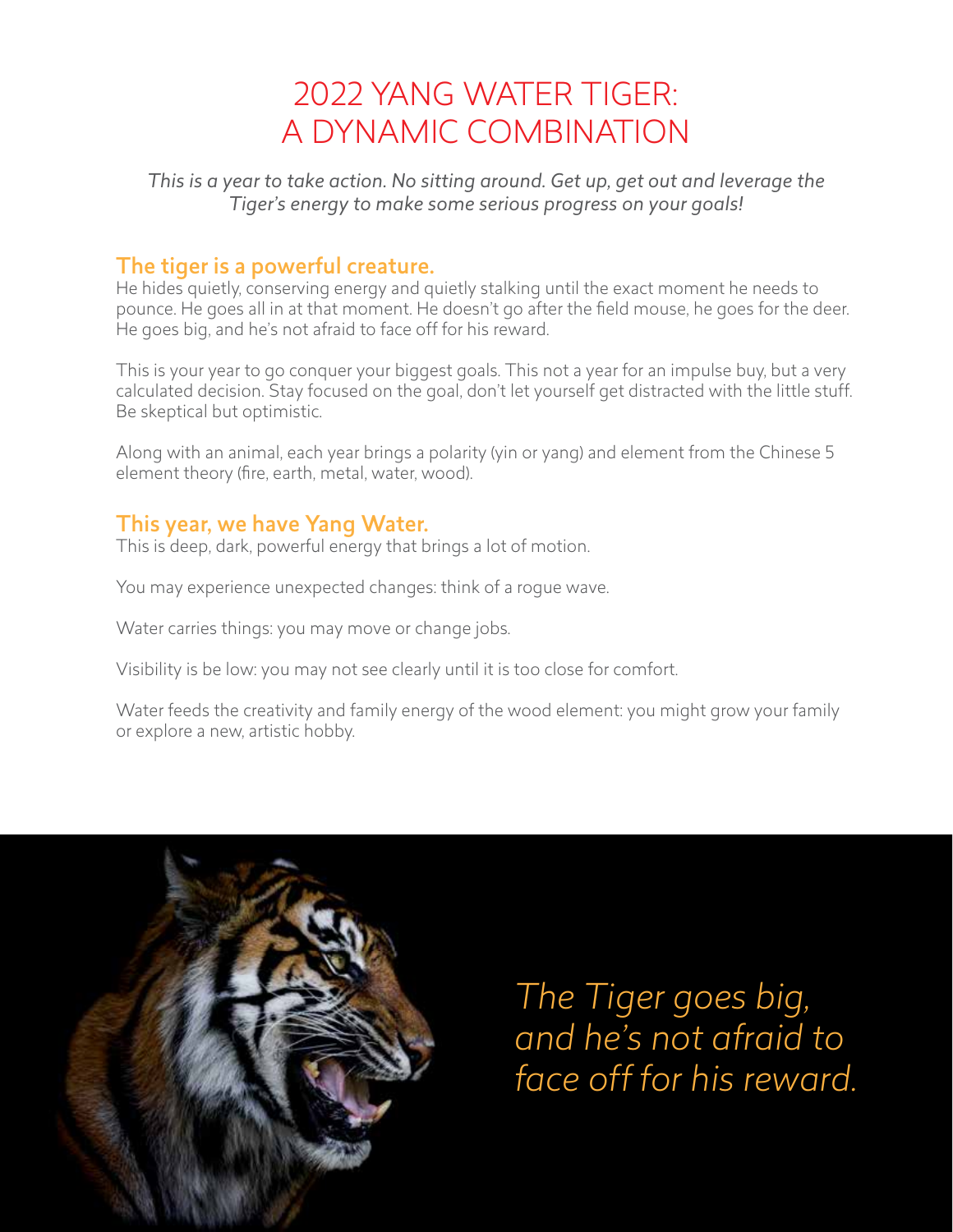# 2022 YANG WATER TIGER: A DYNAMIC COMBINATION

*This is a year to take action. No sitting around. Get up, get out and leverage the Tiger's energy to make some serious progress on your goals!*

## The tiger is a powerful creature.

He hides quietly, conserving energy and quietly stalking until the exact moment he needs to pounce. He goes all in at that moment. He doesn't go after the field mouse, he goes for the deer. He goes big, and he's not afraid to face off for his reward.

This is your year to go conquer your biggest goals. This not a year for an impulse buy, but a very calculated decision. Stay focused on the goal, don't let yourself get distracted with the little stuff. Be skeptical but optimistic.

Along with an animal, each year brings a polarity (yin or yang) and element from the Chinese 5 element theory (fire, earth, metal, water, wood).

## This year, we have Yang Water.

This is deep, dark, powerful energy that brings a lot of motion.

You may experience unexpected changes: think of a rogue wave.

Water carries things: you may move or change jobs.

Visibility is be low: you may not see clearly until it is too close for comfort.

Water feeds the creativity and family energy of the wood element: you might grow your family or explore a new, artistic hobby.

*The Tiger goes big, and he's not afraid to face off for his reward.*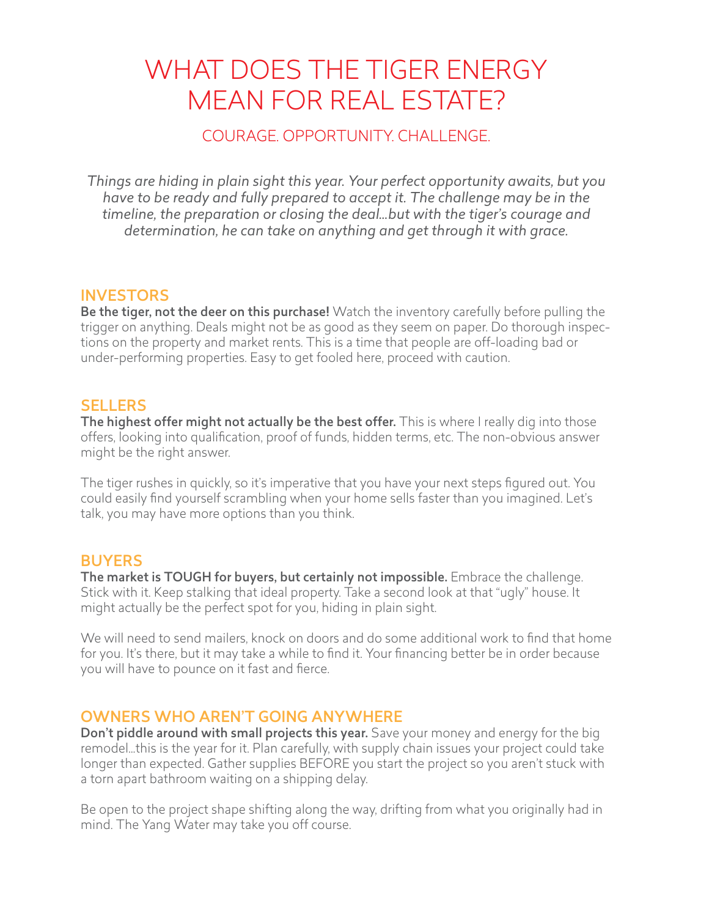# WHAT DOES THE TIGER ENERGY MEAN FOR REAL ESTATE?

## COURAGE. OPPORTUNITY. CHALLENGE.

*Things are hiding in plain sight this year. Your perfect opportunity awaits, but you have to be ready and fully prepared to accept it. The challenge may be in the timeline, the preparation or closing the deal...but with the tiger's courage and determination, he can take on anything and get through it with grace.*

### INVESTORS

**Be the tiger, not the deer on this purchase!** Watch the inventory carefully before pulling the trigger on anything. Deals might not be as good as they seem on paper. Do thorough inspections on the property and market rents. This is a time that people are off-loading bad or under-performing properties. Easy to get fooled here, proceed with caution.

### SELLERS

**The highest offer might not actually be the best offer.** This is where I really dig into those offers, looking into qualification, proof of funds, hidden terms, etc. The non-obvious answer might be the right answer.

The tiger rushes in quickly, so it's imperative that you have your next steps figured out. You could easily find yourself scrambling when your home sells faster than you imagined. Let's talk, you may have more options than you think.

### BUYERS

**The market is TOUGH for buyers, but certainly not impossible.** Embrace the challenge. Stick with it. Keep stalking that ideal property. Take a second look at that "ugly" house. It might actually be the perfect spot for you, hiding in plain sight.

We will need to send mailers, knock on doors and do some additional work to find that home for you. It's there, but it may take a while to find it. Your financing better be in order because you will have to pounce on it fast and fierce.

### OWNERS WHO AREN'T GOING ANYWHERE

**Don't piddle around with small projects this year.** Save your money and energy for the big remodel...this is the year for it. Plan carefully, with supply chain issues your project could take longer than expected. Gather supplies BEFORE you start the project so you aren't stuck with a torn apart bathroom waiting on a shipping delay.

Be open to the project shape shifting along the way, drifting from what you originally had in mind. The Yang Water may take you off course.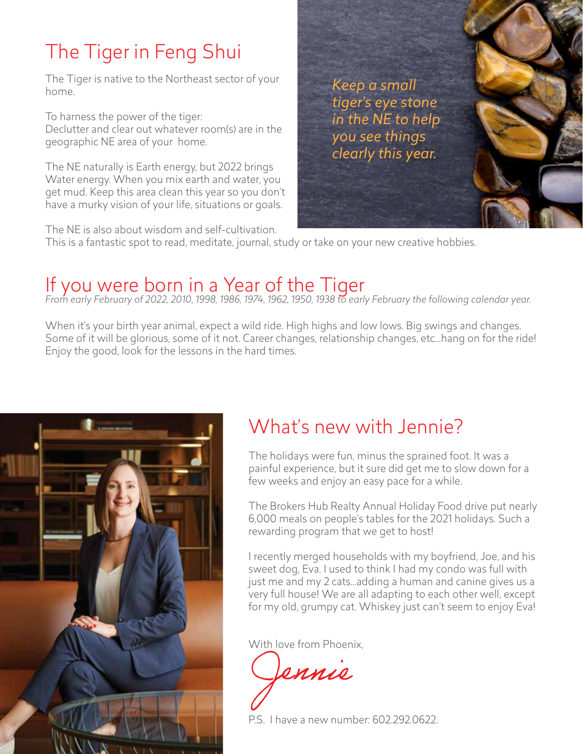## The Tiger in Feng Shui

The Tiger is native to the Northeast sector of your home.

To harness the power of the tiger:
Declutter and clear out whatever room(s) are in the geographic NE area of your home.

The NE naturally is Earth energy, but 2022 brings Water energy. When you mix earth and water, you get mud. Keep this area clean this year so you don't have a murky vision of your life, situations or goals.

The NE is also about wisdom and self-cultivation. This is a fantastic spot to read, meditate, journal, study or take on your new creative hobbies.

*Keep a small tiger's eye stone in the NE to help you see things clearly this year.*

## If you were born in a Year of the Tiger

*From early February of 2022, 2010, 1998, 1986, 1974, 1962, 1950, 1938 to early February the following calendar year.*

When it's your birth year animal, expect a wild ride. High highs and low lows. Big swings and changes. Some of it will be glorious, some of it not. Career changes, relationship changes, etc...hang on for the ride! Enjoy the good, look for the lessons in the hard times.

## What's new with Jennie?

The holidays were fun, minus the sprained foot. It was a painful experience, but it sure did get me to slow down for a few weeks and enjoy an easy pace for a while.

The Brokers Hub Realty Annual Holiday Food drive put nearly 6,000 meals on people's tables for the 2021 holidays. Such a rewarding program that we get to host!

I recently merged households with my boyfriend, Joe, and his sweet dog, Eva. I used to think I had my condo was full with just me and my 2 cats...adding a human and canine gives us a very full house! We are all adapting to each other well, except for my old, grumpy cat. Whiskey just can't seem to enjoy Eva!

With love from Phoenix,

Jennie

P.S. I have a new number: 602.292.0622.